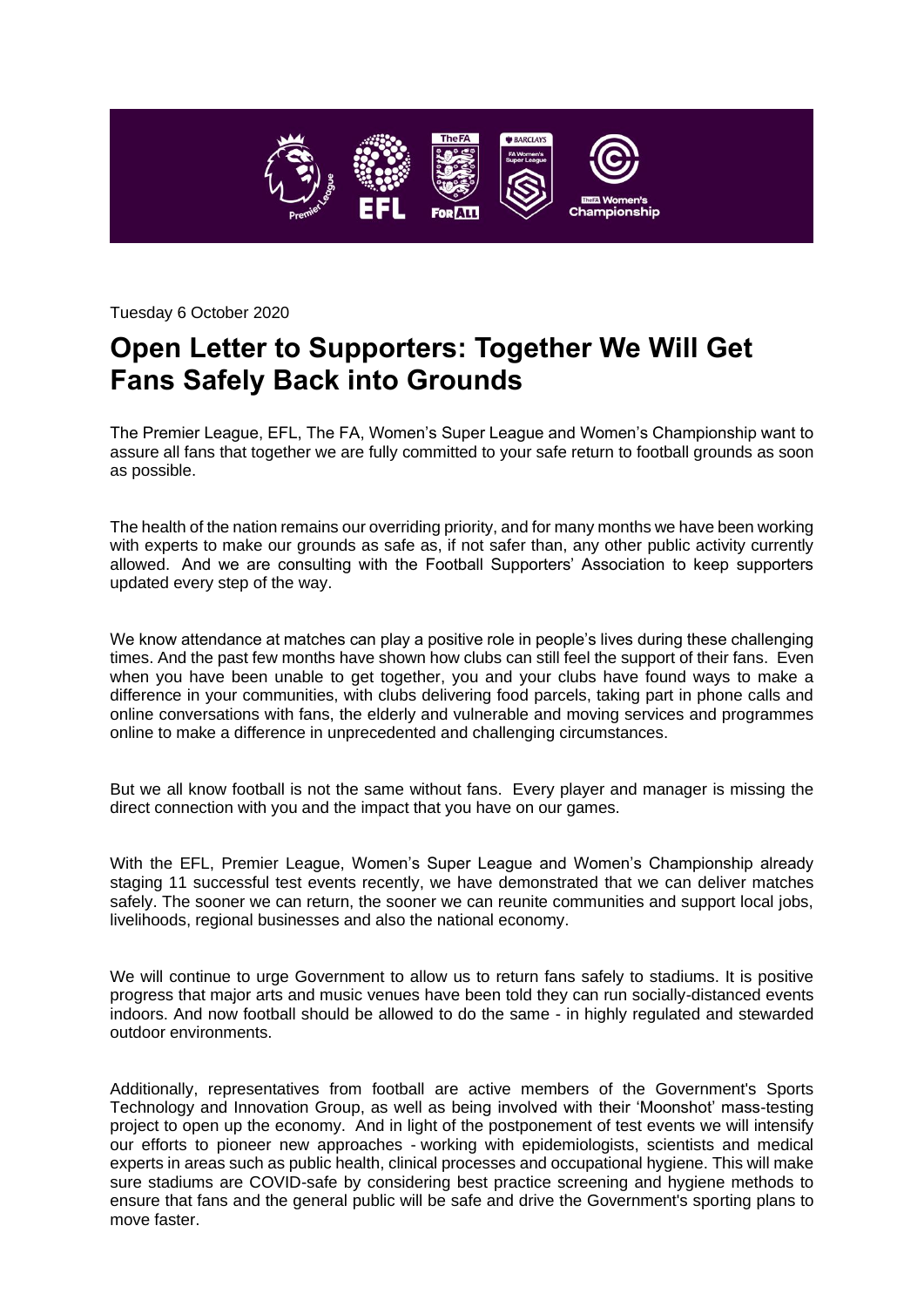Tuesday 6 October 2020

# Open Letter to Supporters: Together We Will Get Fans Safely Back into Grounds

The Premier League, EFL, The FA, Women's Super League and Women's Championship want to assure all fans that together we are fully committed to your safe return to football grounds as soon as possible.

The health of the nation remains our overriding priority, and for many months we have been working with experts to make our grounds as safe as, if not safer than, any other public activity currently allowed. And we are consulting with the Football Supporters' Association to keep supporters updated every step of the way.

We know attendance at matches can play a positive role in people's lives during these challenging times. And the past few months have shown how clubs can still feel the support of their fans. Even when you have been unable to get together, you and your clubs have found ways to make a difference in your communities, with clubs delivering food parcels, taking part in phone calls and online conversations with fans, the elderly and vulnerable and moving services and programmes online to make a difference in unprecedented and challenging circumstances.

But we all know football is not the same without fans. Every player and manager is missing the direct connection with you and the impact that you have on our games.

With the EFL, Premier League, Women's Super League and Women's Championship already staging 11 successful test events recently, we have demonstrated that we can deliver matches safely. The sooner we can return, the sooner we can reunite communities and support local jobs, livelihoods, regional businesses and also the national economy.

We will continue to urge Government to allow us to return fans safely to stadiums. It is positive progress that major arts and music venues have been told they can run socially-distanced events indoors. And now football should be allowed to do the same - in highly regulated and stewarded outdoor environments.

Additionally, representatives from football are active members of the Government's Sports Technology and Innovation Group, as well as being involved with their 'Moonshot' mass-testing project to open up the economy. And in light of the postponement of test events we will intensify our efforts to pioneer new approaches - working with epidemiologists, scientists and medical experts in areas such as public health, clinical processes and occupational hygiene. This will make sure stadiums are COVID-safe by considering best practice screening and hygiene methods to ensure that fans and the general public will be safe and drive the Government's sporting plans to move faster.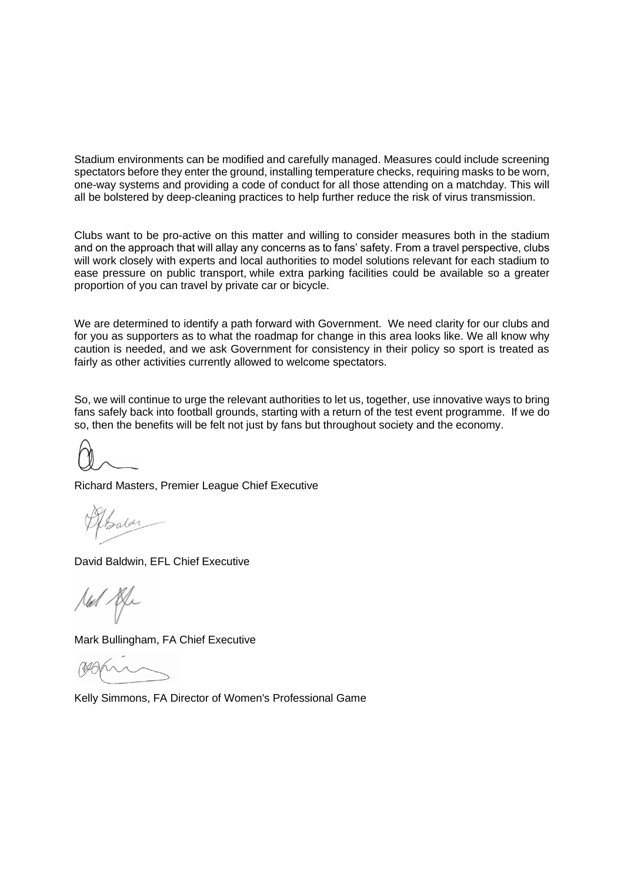Stadium environments can be modified and carefully managed. Measures could include screening spectators before they enter the ground, installing temperature checks, requiring masks to be worn, one-way systems and providing a code of conduct for all those attending on a matchday. This will all be bolstered by deep-cleaning practices to help further reduce the risk of virus transmission.

Clubs want to be pro-active on this matter and willing to consider measures both in the stadium and on the approach that will allay any concerns as to fans' safety. From a travel perspective, clubs will work closely with experts and local authorities to model solutions relevant for each stadium to ease pressure on public transport, while extra parking facilities could be available so a greater proportion of you can travel by private car or bicycle.

We are determined to identify a path forward with Government. We need clarity for our clubs and for you as supporters as to what the roadmap for change in this area looks like. We all know why caution is needed, and we ask Government for consistency in their policy so sport is treated as fairly as other activities currently allowed to welcome spectators.

So, we will continue to urge the relevant authorities to let us, together, use innovative ways to bring fans safely back into football grounds, starting with a return of the test event programme. If we do so, then the benefits will be felt not just by fans but throughout society and the economy.

Richard Masters, Premier League Chief Executive

David Baldwin, EFL Chief Executive

Mark Bullingham, FA Chief Executive

Kelly Simmons, FA Director of Women's Professional Game